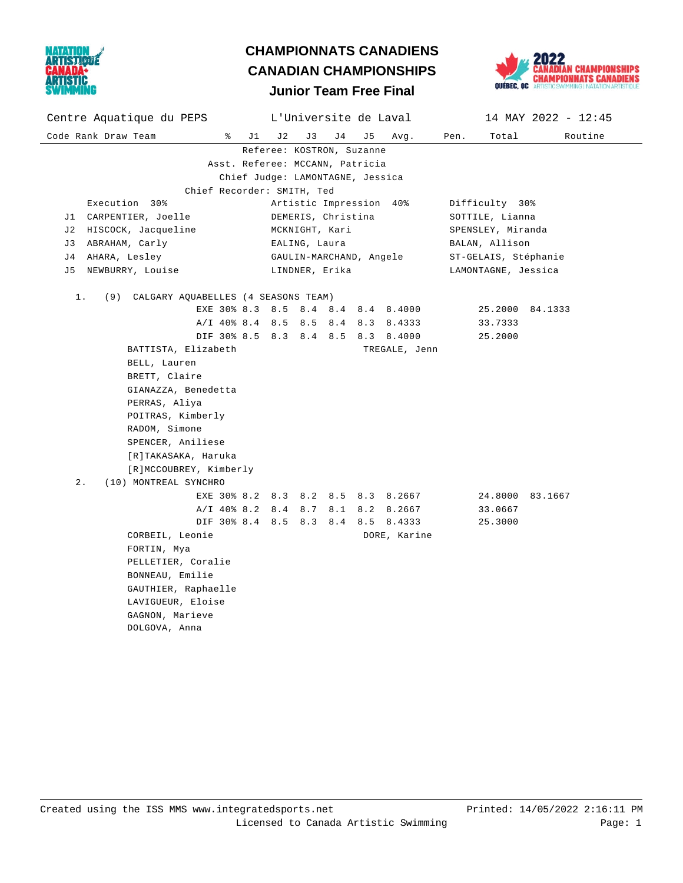# CHAMPIONNATS CANADIENS
# CANADIAN CHAMPIONSHIPS
## Junior Team Free Final

Centre Aquatique du PEPS — L'Universite de Laval — 14 MAY 2022 - 12:45

Referee: KOSTRON, Suzanne
Asst. Referee: MCCANN, Patricia
Chief Judge: LAMONTAGNE, Jessica
Chief Recorder: SMITH, Ted

| | Execution 30% | Artistic Impression 40% | Difficulty 30% |
|---|---|---|---|
| J1 | CARPENTIER, Joelle | DEMERIS, Christina | SOTTILE, Lianna |
| J2 | HISCOCK, Jacqueline | MCKNIGHT, Kari | SPENSLEY, Miranda |
| J3 | ABRAHAM, Carly | EALING, Laura | BALAN, Allison |
| J4 | AHARA, Lesley | GAULIN-MARCHAND, Angele | ST-GELAIS, Stéphanie |
| J5 | NEWBURRY, Louise | LINDNER, Erika | LAMONTAGNE, Jessica |

| Code | Rank | Draw | Team | % | J1 | J2 | J3 | J4 | J5 | Avg. | Pen. | Total | Routine |
|---|---|---|---|---|---|---|---|---|---|---|---|---|---|
| | 1. | (9) | CALGARY AQUABELLES (4 SEASONS TEAM) | | | | | | | | | | |
| | | | | EXE 30% | 8.3 | 8.5 | 8.4 | 8.4 | 8.4 | 8.4000 | | 25.2000 | 84.1333 |
| | | | | A/I 40% | 8.4 | 8.5 | 8.5 | 8.4 | 8.3 | 8.4333 | | 33.7333 | |
| | | | | DIF 30% | 8.5 | 8.3 | 8.4 | 8.5 | 8.3 | 8.4000 | | 25.2000 | |
| | 2. | (10) | MONTREAL SYNCHRO | | | | | | | | | | |
| | | | | EXE 30% | 8.2 | 8.3 | 8.2 | 8.5 | 8.3 | 8.2667 | | 24.8000 | 83.1667 |
| | | | | A/I 40% | 8.2 | 8.4 | 8.7 | 8.1 | 8.2 | 8.2667 | | 33.0667 | |
| | | | | DIF 30% | 8.4 | 8.5 | 8.3 | 8.4 | 8.5 | 8.4333 | | 25.3000 | |

**1. CALGARY AQUABELLES (4 SEASONS TEAM)** — Coach: TREGALE, Jenn

- BATTISTA, Elizabeth
- BELL, Lauren
- BRETT, Claire
- GIANAZZA, Benedetta
- PERRAS, Aliya
- POITRAS, Kimberly
- RADOM, Simone
- SPENCER, Aniliese
- [R]TAKASAKA, Haruka
- [R]MCCOUBREY, Kimberly

**2. MONTREAL SYNCHRO** — Coach: DORE, Karine

- CORBEIL, Leonie
- FORTIN, Mya
- PELLETIER, Coralie
- BONNEAU, Emilie
- GAUTHIER, Raphaelle
- LAVIGUEUR, Eloise
- GAGNON, Marieve
- DOLGOVA, Anna

Created using the ISS MMS www.integratedsports.net — Printed: 14/05/2022 2:16:11 PM
Licensed to Canada Artistic Swimming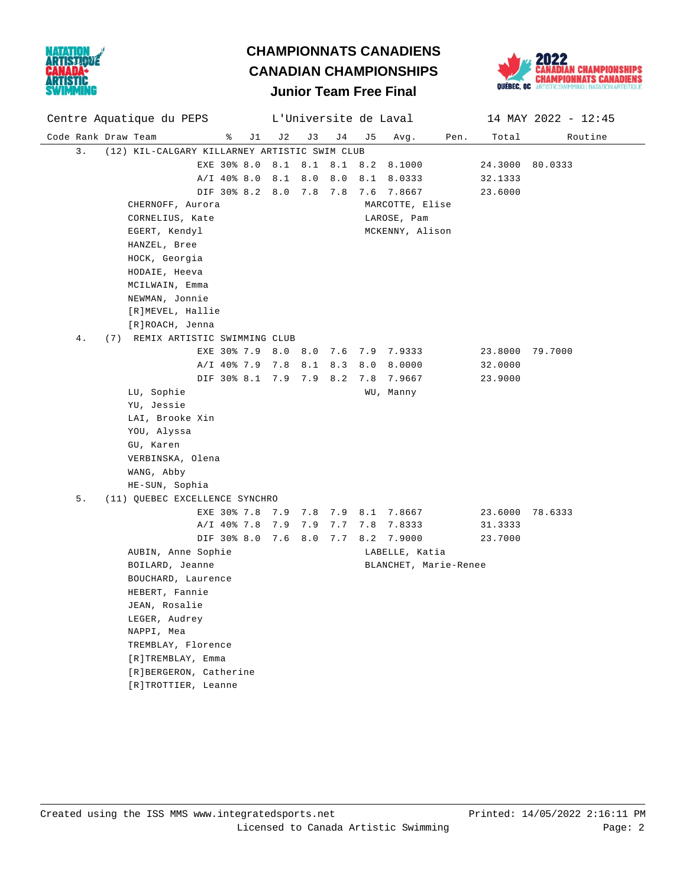# CHAMPIONNATS CANADIENS
# CANADIAN CHAMPIONSHIPS
## Junior Team Free Final

Centre Aquatique du PEPS | L'Universite de Laval | 14 MAY 2022 - 12:45

| Code | Rank | Draw | Team | % | J1 | J2 | J3 | J4 | J5 | Avg. | Pen. | Total | Routine |
|---|---|---|---|---|---|---|---|---|---|---|---|---|---|
| | 3. | (12) | KIL-CALGARY KILLARNEY ARTISTIC SWIM CLUB | | | | | | | | | | |
| | | | | EXE 30% | 8.0 | 8.1 | 8.1 | 8.1 | 8.2 | 8.1000 | | 24.3000 | 80.0333 |
| | | | | A/I 40% | 8.0 | 8.1 | 8.0 | 8.0 | 8.1 | 8.0333 | | 32.1333 | |
| | | | | DIF 30% | 8.2 | 8.0 | 7.8 | 7.8 | 7.6 | 7.8667 | | 23.6000 | |

CHERNOFF, Aurora
CORNELIUS, Kate
EGERT, Kendyl
HANZEL, Bree
HOCK, Georgia
HODAIE, Heeva
MCILWAIN, Emma
NEWMAN, Jonnie
[R]MEVEL, Hallie
[R]ROACH, Jenna

MARCOTTE, Elise
LAROSE, Pam
MCKENNY, Alison

| Code | Rank | Draw | Team | % | J1 | J2 | J3 | J4 | J5 | Avg. | Pen. | Total | Routine |
|---|---|---|---|---|---|---|---|---|---|---|---|---|---|
| | 4. | (7) | REMIX ARTISTIC SWIMMING CLUB | | | | | | | | | | |
| | | | | EXE 30% | 7.9 | 8.0 | 8.0 | 7.6 | 7.9 | 7.9333 | | 23.8000 | 79.7000 |
| | | | | A/I 40% | 7.9 | 7.8 | 8.1 | 8.3 | 8.0 | 8.0000 | | 32.0000 | |
| | | | | DIF 30% | 8.1 | 7.9 | 7.9 | 8.2 | 7.8 | 7.9667 | | 23.9000 | |

LU, Sophie
YU, Jessie
LAI, Brooke Xin
YOU, Alyssa
GU, Karen
VERBINSKA, Olena
WANG, Abby
HE-SUN, Sophia

WU, Manny

| Code | Rank | Draw | Team | % | J1 | J2 | J3 | J4 | J5 | Avg. | Pen. | Total | Routine |
|---|---|---|---|---|---|---|---|---|---|---|---|---|---|
| | 5. | (11) | QUEBEC EXCELLENCE SYNCHRO | | | | | | | | | | |
| | | | | EXE 30% | 7.8 | 7.9 | 7.8 | 7.9 | 8.1 | 7.8667 | | 23.6000 | 78.6333 |
| | | | | A/I 40% | 7.8 | 7.9 | 7.9 | 7.7 | 7.8 | 7.8333 | | 31.3333 | |
| | | | | DIF 30% | 8.0 | 7.6 | 8.0 | 7.7 | 8.2 | 7.9000 | | 23.7000 | |

AUBIN, Anne Sophie
BOILARD, Jeanne
BOUCHARD, Laurence
HEBERT, Fannie
JEAN, Rosalie
LEGER, Audrey
NAPPI, Mea
TREMBLAY, Florence
[R]TREMBLAY, Emma
[R]BERGERON, Catherine
[R]TROTTIER, Leanne

LABELLE, Katia
BLANCHET, Marie-Renee

Created using the ISS MMS www.integratedsports.net — Printed: 14/05/2022 2:16:11 PM
Licensed to Canada Artistic Swimming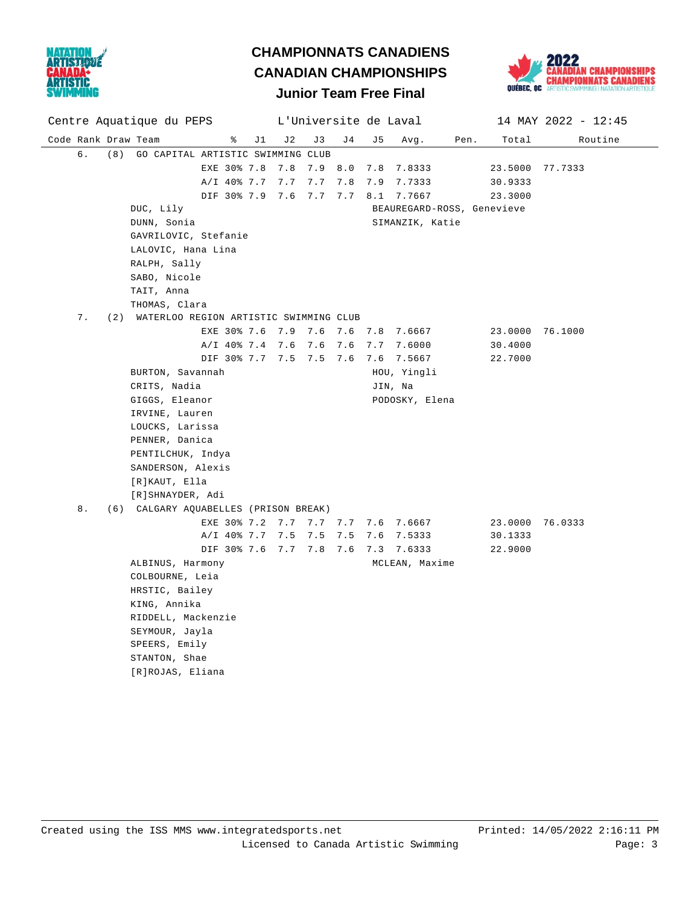# CHAMPIONNATS CANADIENS
# CANADIAN CHAMPIONSHIPS
## Junior Team Free Final

Centre Aquatique du PEPS — L'Universite de Laval — 14 MAY 2022 - 12:45

| Code | Rank | Draw | Team | % | J1 | J2 | J3 | J4 | J5 | Avg. | Pen. | Total | Routine |
|---|---|---|---|---|---|---|---|---|---|---|---|---|---|
| | 6. | (8) | GO CAPITAL ARTISTIC SWIMMING CLUB | | | | | | | | | | |
| | | | | EXE 30% | 7.8 | 7.8 | 7.9 | 8.0 | 7.8 | 7.8333 | | 23.5000 | 77.7333 |
| | | | | A/I 40% | 7.7 | 7.7 | 7.7 | 7.8 | 7.9 | 7.7333 | | 30.9333 | |
| | | | | DIF 30% | 7.9 | 7.6 | 7.7 | 7.7 | 8.1 | 7.7667 | | 23.3000 | |

DUC, Lily
DUNN, Sonia
GAVRILOVIC, Stefanie
LALOVIC, Hana Lina
RALPH, Sally
SABO, Nicole
TAIT, Anna
THOMAS, Clara

BEAUREGARD-ROSS, Genevieve
SIMANZIK, Katie

| Code | Rank | Draw | Team | % | J1 | J2 | J3 | J4 | J5 | Avg. | Pen. | Total | Routine |
|---|---|---|---|---|---|---|---|---|---|---|---|---|---|
| | 7. | (2) | WATERLOO REGION ARTISTIC SWIMMING CLUB | | | | | | | | | | |
| | | | | EXE 30% | 7.6 | 7.9 | 7.6 | 7.6 | 7.8 | 7.6667 | | 23.0000 | 76.1000 |
| | | | | A/I 40% | 7.4 | 7.6 | 7.6 | 7.6 | 7.7 | 7.6000 | | 30.4000 | |
| | | | | DIF 30% | 7.7 | 7.5 | 7.5 | 7.6 | 7.6 | 7.5667 | | 22.7000 | |

BURTON, Savannah
CRITS, Nadia
GIGGS, Eleanor
IRVINE, Lauren
LOUCKS, Larissa
PENNER, Danica
PENTILCHUK, Indya
SANDERSON, Alexis
[R]KAUT, Ella
[R]SHNAYDER, Adi

HOU, Yingli
JIN, Na
PODOSKY, Elena

| Code | Rank | Draw | Team | % | J1 | J2 | J3 | J4 | J5 | Avg. | Pen. | Total | Routine |
|---|---|---|---|---|---|---|---|---|---|---|---|---|---|
| | 8. | (6) | CALGARY AQUABELLES (PRISON BREAK) | | | | | | | | | | |
| | | | | EXE 30% | 7.2 | 7.7 | 7.7 | 7.7 | 7.6 | 7.6667 | | 23.0000 | 76.0333 |
| | | | | A/I 40% | 7.7 | 7.5 | 7.5 | 7.5 | 7.6 | 7.5333 | | 30.1333 | |
| | | | | DIF 30% | 7.6 | 7.7 | 7.8 | 7.6 | 7.3 | 7.6333 | | 22.9000 | |

ALBINUS, Harmony
COLBOURNE, Leia
HRSTIC, Bailey
KING, Annika
RIDDELL, Mackenzie
SEYMOUR, Jayla
SPEERS, Emily
STANTON, Shae
[R]ROJAS, Eliana

MCLEAN, Maxime

Created using the ISS MMS www.integratedsports.net — Printed: 14/05/2022 2:16:11 PM
Licensed to Canada Artistic Swimming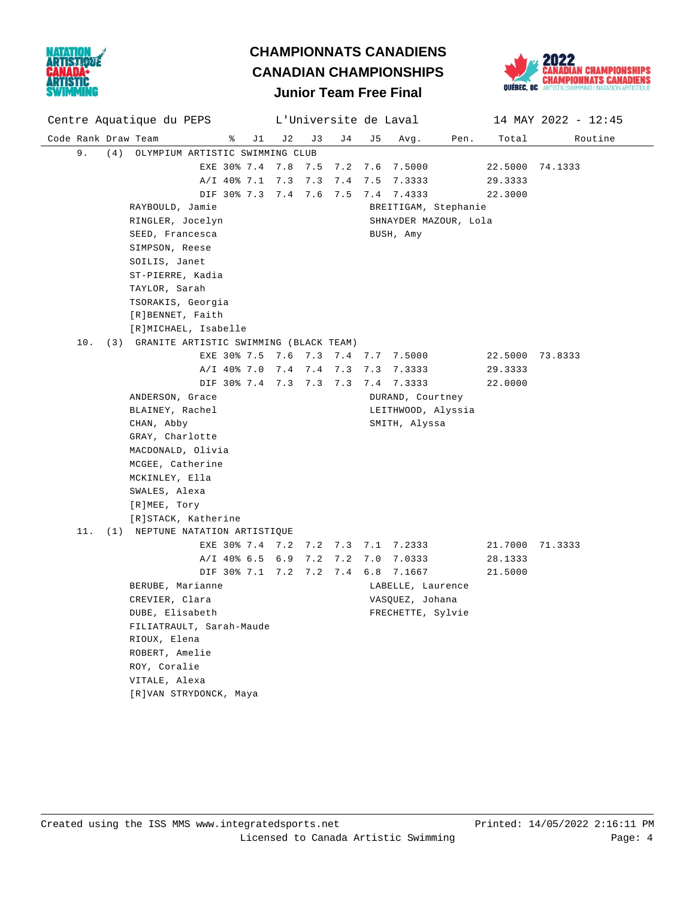# CHAMPIONNATS CANADIENS
# CANADIAN CHAMPIONSHIPS
## Junior Team Free Final

Centre Aquatique du PEPS — L'Universite de Laval — 14 MAY 2022 - 12:45

| Code | Rank | Draw | Team | % | J1 | J2 | J3 | J4 | J5 | Avg. | Pen. | Total | Routine |
|---|---|---|---|---|---|---|---|---|---|---|---|---|---|
| | 9. | (4) | OLYMPIUM ARTISTIC SWIMMING CLUB | | | | | | | | | | |
| | | | | EXE 30% | 7.4 | 7.8 | 7.5 | 7.2 | 7.6 | 7.5000 | | 22.5000 | 74.1333 |
| | | | | A/I 40% | 7.1 | 7.3 | 7.3 | 7.4 | 7.5 | 7.3333 | | 29.3333 | |
| | | | | DIF 30% | 7.3 | 7.4 | 7.6 | 7.5 | 7.4 | 7.4333 | | 22.3000 | |

RAYBOULD, Jamie
RINGLER, Jocelyn
SEED, Francesca
SIMPSON, Reese
SOILIS, Janet
ST-PIERRE, Kadia
TAYLOR, Sarah
TSORAKIS, Georgia
[R]BENNET, Faith
[R]MICHAEL, Isabelle

BREITIGAM, Stephanie
SHNAYDER MAZOUR, Lola
BUSH, Amy

| Code | Rank | Draw | Team | % | J1 | J2 | J3 | J4 | J5 | Avg. | Pen. | Total | Routine |
|---|---|---|---|---|---|---|---|---|---|---|---|---|---|
| | 10. | (3) | GRANITE ARTISTIC SWIMMING (BLACK TEAM) | | | | | | | | | | |
| | | | | EXE 30% | 7.5 | 7.6 | 7.3 | 7.4 | 7.7 | 7.5000 | | 22.5000 | 73.8333 |
| | | | | A/I 40% | 7.0 | 7.4 | 7.4 | 7.3 | 7.3 | 7.3333 | | 29.3333 | |
| | | | | DIF 30% | 7.4 | 7.3 | 7.3 | 7.3 | 7.4 | 7.3333 | | 22.0000 | |

ANDERSON, Grace
BLAINEY, Rachel
CHAN, Abby
GRAY, Charlotte
MACDONALD, Olivia
MCGEE, Catherine
MCKINLEY, Ella
SWALES, Alexa
[R]MEE, Tory
[R]STACK, Katherine

DURAND, Courtney
LEITHWOOD, Alyssia
SMITH, Alyssa

| Code | Rank | Draw | Team | % | J1 | J2 | J3 | J4 | J5 | Avg. | Pen. | Total | Routine |
|---|---|---|---|---|---|---|---|---|---|---|---|---|---|
| | 11. | (1) | NEPTUNE NATATION ARTISTIQUE | | | | | | | | | | |
| | | | | EXE 30% | 7.4 | 7.2 | 7.2 | 7.3 | 7.1 | 7.2333 | | 21.7000 | 71.3333 |
| | | | | A/I 40% | 6.5 | 6.9 | 7.2 | 7.2 | 7.0 | 7.0333 | | 28.1333 | |
| | | | | DIF 30% | 7.1 | 7.2 | 7.2 | 7.4 | 6.8 | 7.1667 | | 21.5000 | |

BERUBE, Marianne
CREVIER, Clara
DUBE, Elisabeth
FILIATRAULT, Sarah-Maude
RIOUX, Elena
ROBERT, Amelie
ROY, Coralie
VITALE, Alexa
[R]VAN STRYDONCK, Maya

LABELLE, Laurence
VASQUEZ, Johana
FRECHETTE, Sylvie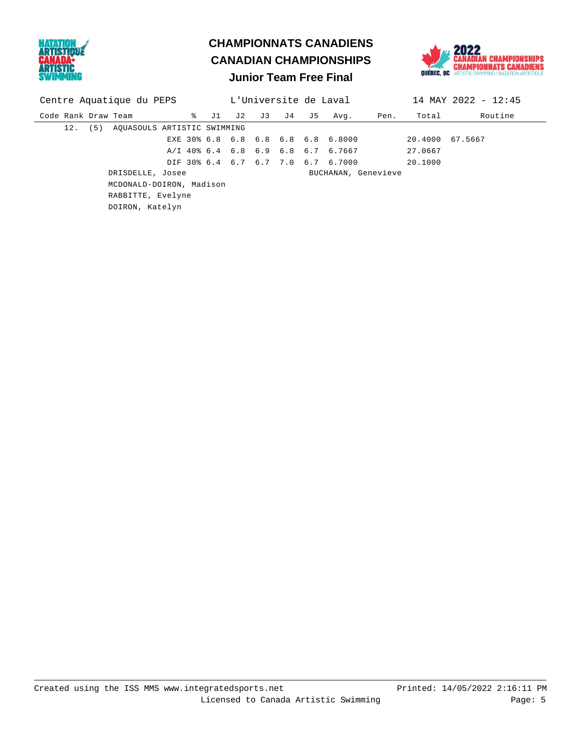# CHAMPIONNATS CANADIENS

# CANADIAN CHAMPIONSHIPS

## Junior Team Free Final

Centre Aquatique du PEPS — L'Universite de Laval — 14 MAY 2022 - 12:45

| Code | Rank | Draw | Team | % | J1 | J2 | J3 | J4 | J5 | Avg. | Pen. | Total | Routine |
|---|---|---|---|---|---|---|---|---|---|---|---|---|---|
| | 12. | (5) | AQUASOULS ARTISTIC SWIMMING | | | | | | | | | | |
| | | | | EXE 30% | 6.8 | 6.8 | 6.8 | 6.8 | 6.8 | 6.8000 | | 20.4000 | 67.5667 |
| | | | | A/I 40% | 6.4 | 6.8 | 6.9 | 6.8 | 6.7 | 6.7667 | | 27.0667 | |
| | | | | DIF 30% | 6.4 | 6.7 | 6.7 | 7.0 | 6.7 | 6.7000 | | 20.1000 | |
| | | | DRISDELLE, Josee | | | | | | | BUCHANAN, Genevieve | | | |
| | | | MCDONALD-DOIRON, Madison | | | | | | | | | | |
| | | | RABBITTE, Evelyne | | | | | | | | | | |
| | | | DOIRON, Katelyn | | | | | | | | | | |

Created using the ISS MMS www.integratedsports.net — Printed: 14/05/2022 2:16:11 PM

Licensed to Canada Artistic Swimming